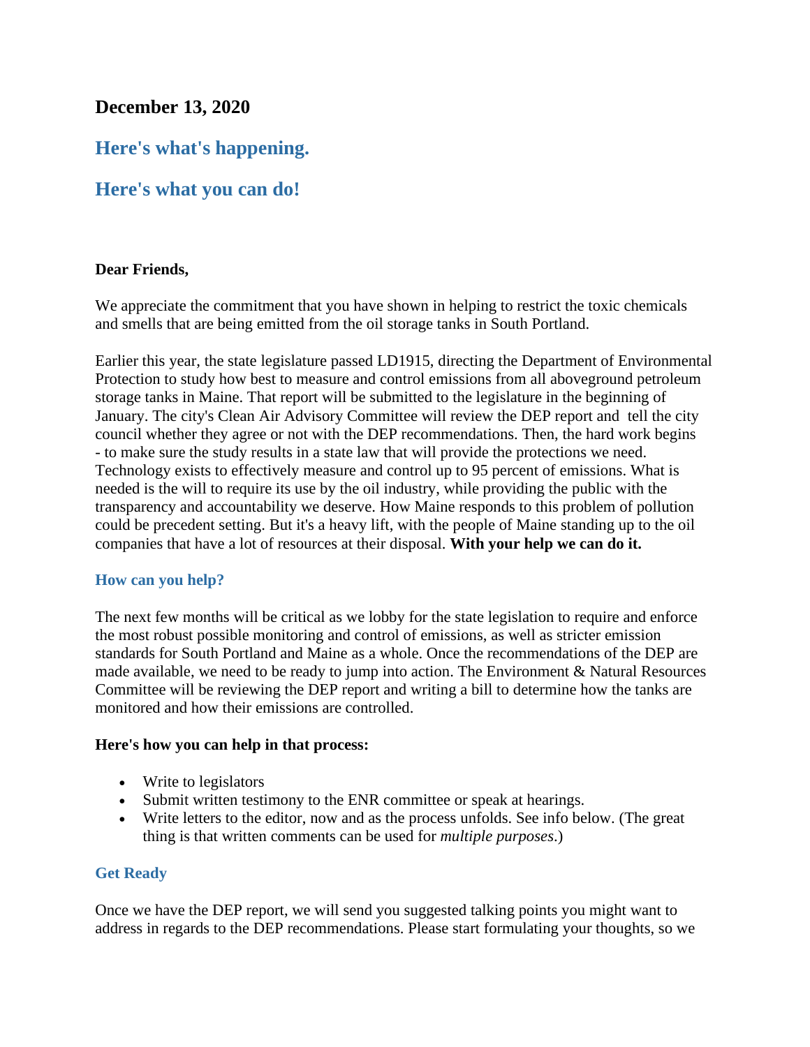**December 13, 2020**

## Here's what's happening.

## Here's what you can do!

**Dear Friends,**

We appreciate the commitment that you have shown in helping to restrict the toxic chemicals and smells that are being emitted from the oil storage tanks in South Portland.

Earlier this year, the state legislature passed LD1915, directing the Department of Environmental Protection to study how best to measure and control emissions from all aboveground petroleum storage tanks in Maine. That report will be submitted to the legislature in the beginning of January. The city's Clean Air Advisory Committee will review the DEP report and tell the city council whether they agree or not with the DEP recommendations. Then, the hard work begins - to make sure the study results in a state law that will provide the protections we need. Technology exists to effectively measure and control up to 95 percent of emissions. What is needed is the will to require its use by the oil industry, while providing the public with the transparency and accountability we deserve. How Maine responds to this problem of pollution could be precedent setting. But it's a heavy lift, with the people of Maine standing up to the oil companies that have a lot of resources at their disposal. **With your help we can do it.**

### How can you help?

The next few months will be critical as we lobby for the state legislation to require and enforce the most robust possible monitoring and control of emissions, as well as stricter emission standards for South Portland and Maine as a whole. Once the recommendations of the DEP are made available, we need to be ready to jump into action. The Environment & Natural Resources Committee will be reviewing the DEP report and writing a bill to determine how the tanks are monitored and how their emissions are controlled.

**Here's how you can help in that process:**

- Write to legislators
- Submit written testimony to the ENR committee or speak at hearings.
- Write letters to the editor, now and as the process unfolds. See info below. (The great thing is that written comments can be used for *multiple purposes*.)

### Get Ready

Once we have the DEP report, we will send you suggested talking points you might want to address in regards to the DEP recommendations. Please start formulating your thoughts, so we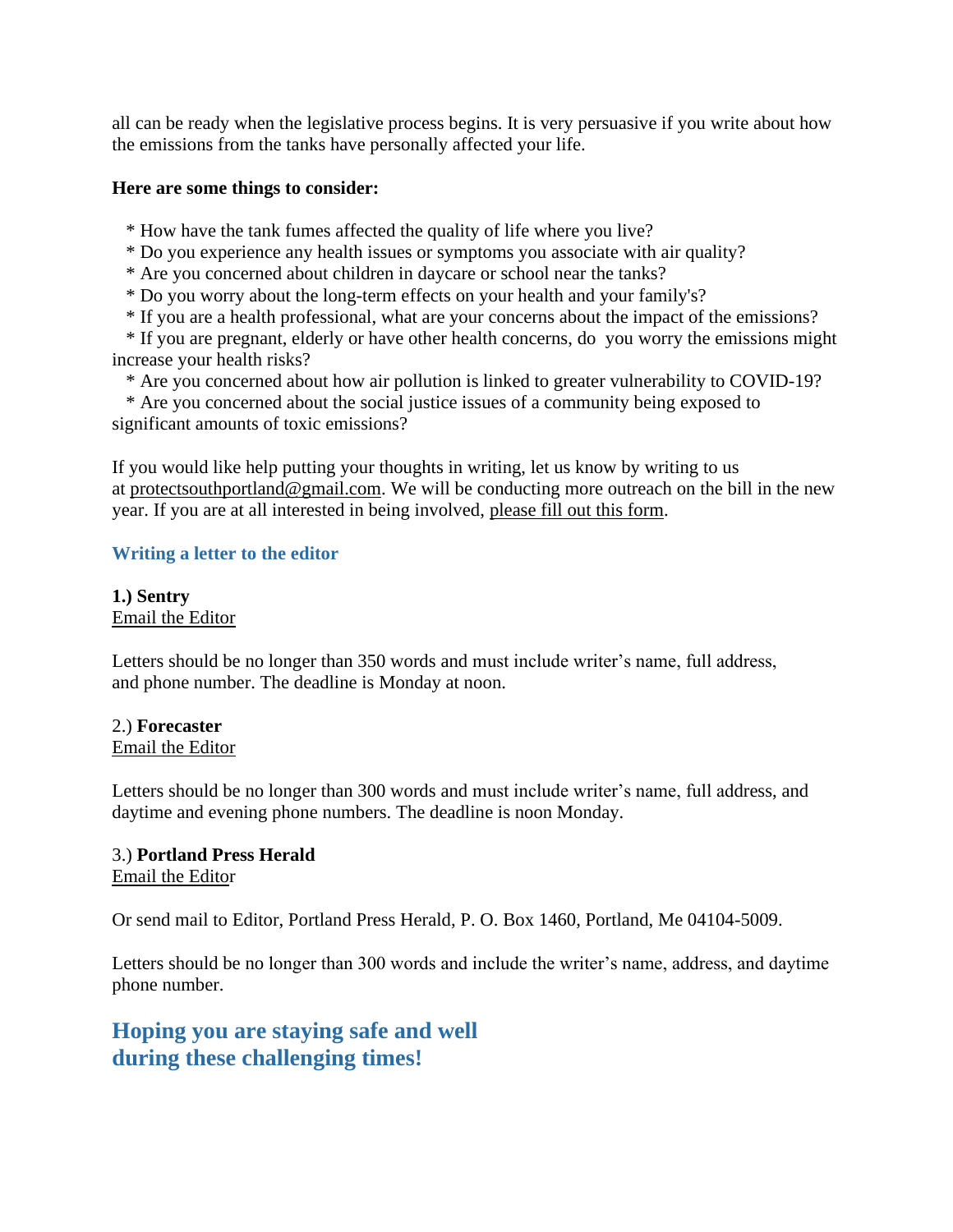all can be ready when the legislative process begins. It is very persuasive if you write about how the emissions from the tanks have personally affected your life.

**Here are some things to consider:**

* How have the tank fumes affected the quality of life where you live?
* Do you experience any health issues or symptoms you associate with air quality?
* Are you concerned about children in daycare or school near the tanks?
* Do you worry about the long-term effects on your health and your family's?
* If you are a health professional, what are your concerns about the impact of the emissions?
* If you are pregnant, elderly or have other health concerns, do you worry the emissions might increase your health risks?
* Are you concerned about how air pollution is linked to greater vulnerability to COVID-19?
* Are you concerned about the social justice issues of a community being exposed to significant amounts of toxic emissions?

If you would like help putting your thoughts in writing, let us know by writing to us at protectsouthportland@gmail.com. We will be conducting more outreach on the bill in the new year. If you are at all interested in being involved, please fill out this form.

### Writing a letter to the editor

**1.) Sentry**
Email the Editor

Letters should be no longer than 350 words and must include writer's name, full address, and phone number. The deadline is Monday at noon.

2.) **Forecaster**
Email the Editor

Letters should be no longer than 300 words and must include writer's name, full address, and daytime and evening phone numbers. The deadline is noon Monday.

3.) **Portland Press Herald**
Email the Editor

Or send mail to Editor, Portland Press Herald, P. O. Box 1460, Portland, Me 04104-5009.

Letters should be no longer than 300 words and include the writer's name, address, and daytime phone number.

## Hoping you are staying safe and well during these challenging times!